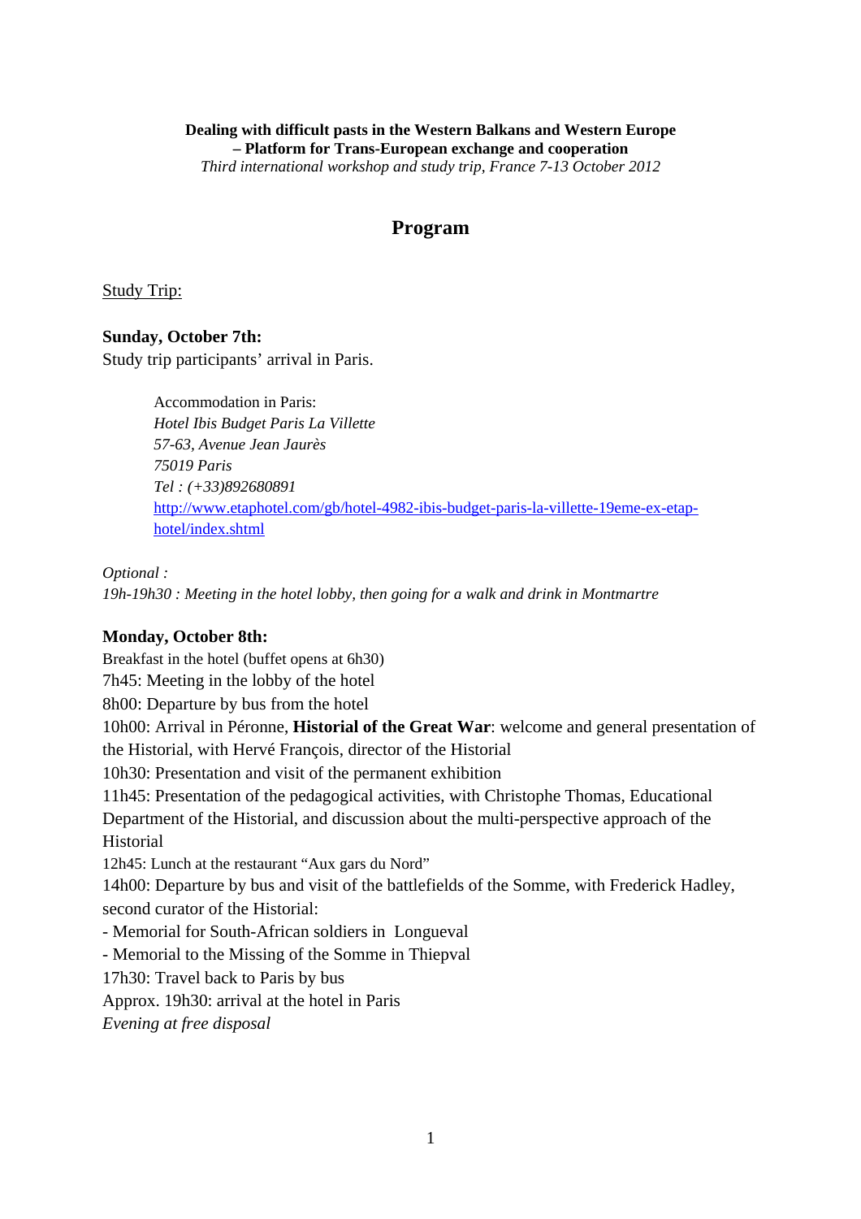**Dealing with difficult pasts in the Western Balkans and Western Europe – Platform for Trans-European exchange and cooperation**

*Third international workshop and study trip, France 7-13 October 2012*

# Program

<u>Study Trip:</u>

**Sunday, October 7th:**

Study trip participants' arrival in Paris.

> Accommodation in Paris:
> *Hotel Ibis Budget Paris La Villette*
> *57-63, Avenue Jean Jaurès*
> *75019 Paris*
> *Tel : (+33)892680891*
> [http://www.etaphotel.com/gb/hotel-4982-ibis-budget-paris-la-villette-19eme-ex-etap-hotel/index.shtml](http://www.etaphotel.com/gb/hotel-4982-ibis-budget-paris-la-villette-19eme-ex-etap-hotel/index.shtml)

*Optional :*
*19h-19h30 : Meeting in the hotel lobby, then going for a walk and drink in Montmartre*

**Monday, October 8th:**

Breakfast in the hotel (buffet opens at 6h30)
7h45: Meeting in the lobby of the hotel
8h00: Departure by bus from the hotel
10h00: Arrival in Péronne, **Historial of the Great War**: welcome and general presentation of the Historial, with Hervé François, director of the Historial
10h30: Presentation and visit of the permanent exhibition
11h45: Presentation of the pedagogical activities, with Christophe Thomas, Educational Department of the Historial, and discussion about the multi-perspective approach of the Historial
12h45: Lunch at the restaurant "Aux gars du Nord"
14h00: Departure by bus and visit of the battlefields of the Somme, with Frederick Hadley, second curator of the Historial:
- Memorial for South-African soldiers in Longueval
- Memorial to the Missing of the Somme in Thiepval

17h30: Travel back to Paris by bus
Approx. 19h30: arrival at the hotel in Paris
*Evening at free disposal*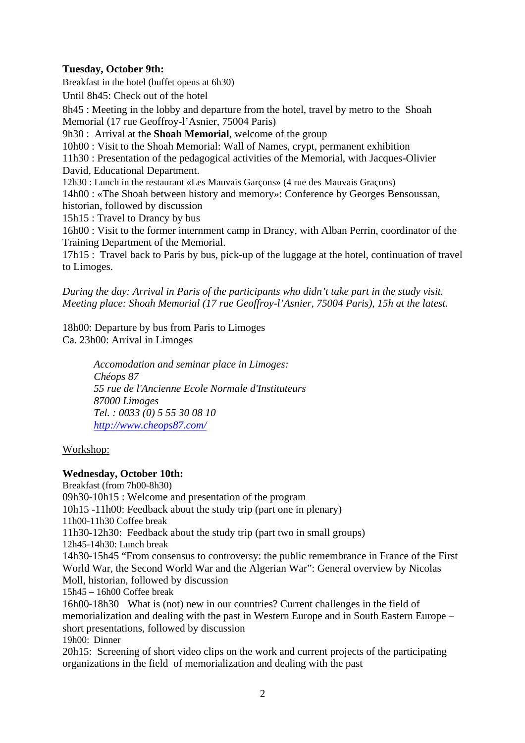**Tuesday, October 9th:**

Breakfast in the hotel (buffet opens at 6h30)

Until 8h45: Check out of the hotel

8h45 : Meeting in the lobby and departure from the hotel, travel by metro to the Shoah Memorial (17 rue Geoffroy-l'Asnier, 75004 Paris)

9h30 : Arrival at the **Shoah Memorial**, welcome of the group

10h00 : Visit to the Shoah Memorial: Wall of Names, crypt, permanent exhibition

11h30 : Presentation of the pedagogical activities of the Memorial, with Jacques-Olivier David, Educational Department.

12h30 : Lunch in the restaurant «Les Mauvais Garçons» (4 rue des Mauvais Graçons)

14h00 : «The Shoah between history and memory»: Conference by Georges Bensoussan, historian, followed by discussion

15h15 : Travel to Drancy by bus

16h00 : Visit to the former internment camp in Drancy, with Alban Perrin, coordinator of the Training Department of the Memorial.

17h15 : Travel back to Paris by bus, pick-up of the luggage at the hotel, continuation of travel to Limoges.

*During the day: Arrival in Paris of the participants who didn't take part in the study visit. Meeting place: Shoah Memorial (17 rue Geoffroy-l'Asnier, 75004 Paris), 15h at the latest.*

18h00: Departure by bus from Paris to Limoges
Ca. 23h00: Arrival in Limoges

> *Accomodation and seminar place in Limoges:*
> *Chéops 87*
> *55 rue de l'Ancienne Ecole Normale d'Instituteurs*
> *87000 Limoges*
> *Tel. : 0033 (0) 5 55 30 08 10*
> *http://www.cheops87.com/*

Workshop:

**Wednesday, October 10th:**

Breakfast (from 7h00-8h30)

09h30-10h15 : Welcome and presentation of the program

10h15 -11h00: Feedback about the study trip (part one in plenary)

11h00-11h30 Coffee break

11h30-12h30: Feedback about the study trip (part two in small groups)

12h45-14h30: Lunch break

14h30-15h45 "From consensus to controversy: the public remembrance in France of the First World War, the Second World War and the Algerian War": General overview by Nicolas Moll, historian, followed by discussion

15h45 – 16h00 Coffee break

16h00-18h30 What is (not) new in our countries? Current challenges in the field of memorialization and dealing with the past in Western Europe and in South Eastern Europe – short presentations, followed by discussion

19h00: Dinner

20h15: Screening of short video clips on the work and current projects of the participating organizations in the field of memorialization and dealing with the past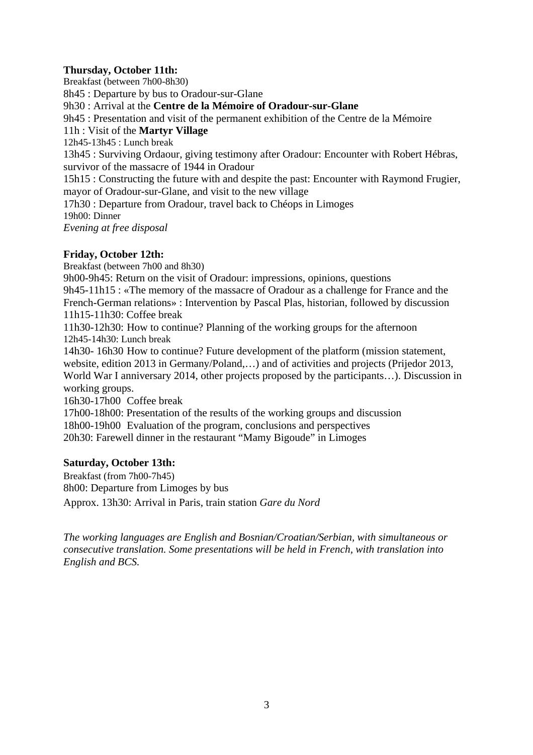**Thursday, October 11th:**

Breakfast (between 7h00-8h30)

8h45 : Departure by bus to Oradour-sur-Glane

9h30 : Arrival at the **Centre de la Mémoire of Oradour-sur-Glane**

9h45 : Presentation and visit of the permanent exhibition of the Centre de la Mémoire

11h : Visit of the **Martyr Village**

12h45-13h45 : Lunch break

13h45 : Surviving Ordaour, giving testimony after Oradour: Encounter with Robert Hébras, survivor of the massacre of 1944 in Oradour

15h15 : Constructing the future with and despite the past: Encounter with Raymond Frugier, mayor of Oradour-sur-Glane, and visit to the new village

17h30 : Departure from Oradour, travel back to Chéops in Limoges

19h00: Dinner

*Evening at free disposal*

**Friday, October 12th:**

Breakfast (between 7h00 and 8h30)

9h00-9h45: Return on the visit of Oradour: impressions, opinions, questions

9h45-11h15 : «The memory of the massacre of Oradour as a challenge for France and the French-German relations» : Intervention by Pascal Plas, historian, followed by discussion

11h15-11h30: Coffee break

11h30-12h30: How to continue? Planning of the working groups for the afternoon

12h45-14h30: Lunch break

14h30- 16h30 How to continue? Future development of the platform (mission statement, website, edition 2013 in Germany/Poland,…) and of activities and projects (Prijedor 2013, World War I anniversary 2014, other projects proposed by the participants…). Discussion in working groups.

16h30-17h00 Coffee break

17h00-18h00: Presentation of the results of the working groups and discussion

18h00-19h00 Evaluation of the program, conclusions and perspectives

20h30: Farewell dinner in the restaurant "Mamy Bigoude" in Limoges

**Saturday, October 13th:**

Breakfast (from 7h00-7h45)

8h00: Departure from Limoges by bus

Approx. 13h30: Arrival in Paris, train station *Gare du Nord*

*The working languages are English and Bosnian/Croatian/Serbian, with simultaneous or consecutive translation. Some presentations will be held in French, with translation into English and BCS.*